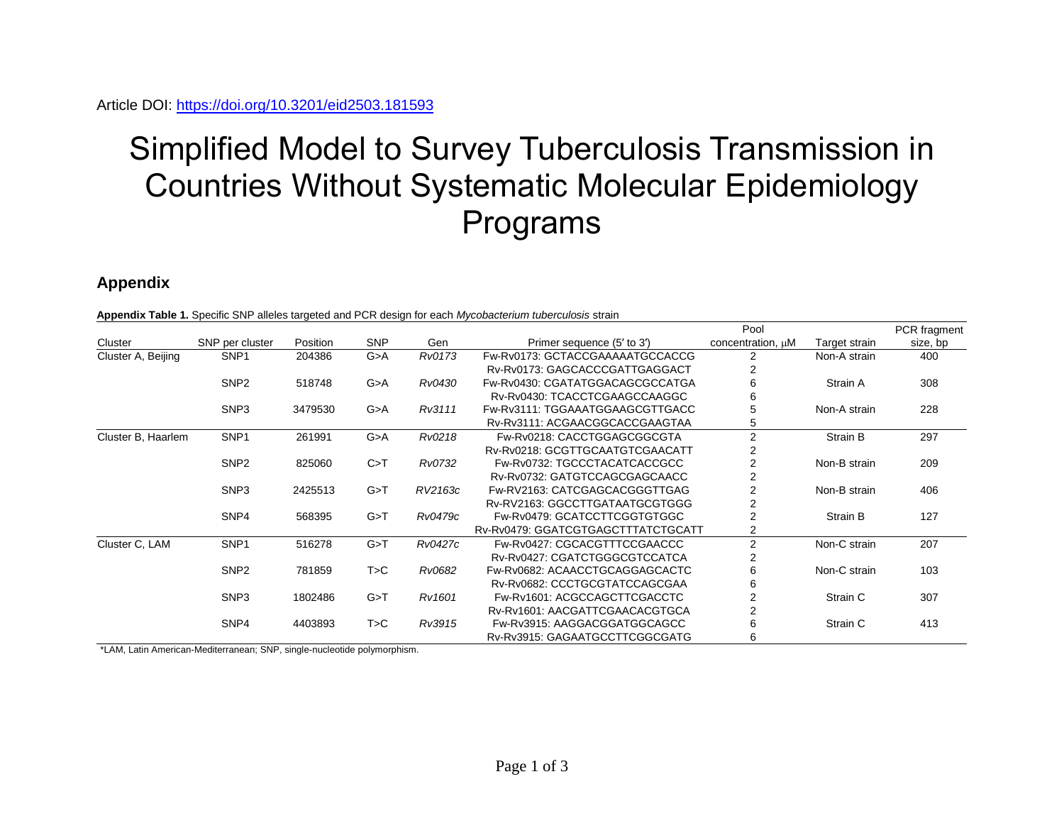Article DOI: https://doi.org/10.3201/eid2503.181593

# Simplified Model to Survey Tuberculosis Transmission in Countries Without Systematic Molecular Epidemiology Programs

## Appendix

**Appendix Table 1.** Specific SNP alleles targeted and PCR design for each *Mycobacterium tuberculosis* strain

| Cluster | SNP per cluster | Position | SNP | Gen | Primer sequence (5′ to 3′) | Pool concentration, μM | Target strain | PCR fragment size, bp |
|---|---|---|---|---|---|---|---|---|
| Cluster A, Beijing | SNP1 | 204386 | G>A | *Rv0173* | Fw-Rv0173: GCTACCGAAAAATGCCACCG | 2 | Non-A strain | 400 |
| | | | | | Rv-Rv0173: GAGCACCCGATTGAGGACT | 2 | | |
| | SNP2 | 518748 | G>A | *Rv0430* | Fw-Rv0430: CGATATGGACAGCGCCATGA | 6 | Strain A | 308 |
| | | | | | Rv-Rv0430: TCACCTCGAAGCCAAGGC | 6 | | |
| | SNP3 | 3479530 | G>A | *Rv3111* | Fw-Rv3111: TGGAAATGGAAGCGTTGACC | 5 | Non-A strain | 228 |
| | | | | | Rv-Rv3111: ACGAACGGCACCGAAGTAA | 5 | | |
| Cluster B, Haarlem | SNP1 | 261991 | G>A | *Rv0218* | Fw-Rv0218: CACCTGGAGCGGCGTA | 2 | Strain B | 297 |
| | | | | | Rv-Rv0218: GCGTTGCAATGTCGAACATT | 2 | | |
| | SNP2 | 825060 | C>T | *Rv0732* | Fw-Rv0732: TGCCCTACATCACCGCC | 2 | Non-B strain | 209 |
| | | | | | Rv-Rv0732: GATGTCCAGCGAGCAACC | 2 | | |
| | SNP3 | 2425513 | G>T | *RV2163c* | Fw-RV2163: CATCGAGCACGGGTTGAG | 2 | Non-B strain | 406 |
| | | | | | Rv-RV2163: GGCCTTGATAATGCGTGGG | 2 | | |
| | SNP4 | 568395 | G>T | *Rv0479c* | Fw-Rv0479: GCATCCTTCGGTGTGGC | 2 | Strain B | 127 |
| | | | | | Rv-Rv0479: GGATCGTGAGCTTTATCTGCATT | 2 | | |
| Cluster C, LAM | SNP1 | 516278 | G>T | *Rv0427c* | Fw-Rv0427: CGCACGTTTCCGAACCC | 2 | Non-C strain | 207 |
| | | | | | Rv-Rv0427: CGATCTGGGCGTCCATCA | 2 | | |
| | SNP2 | 781859 | T>C | *Rv0682* | Fw-Rv0682: ACAACCTGCAGGAGCACTC | 6 | Non-C strain | 103 |
| | | | | | Rv-Rv0682: CCCTGCGTATCCAGCGAA | 6 | | |
| | SNP3 | 1802486 | G>T | *Rv1601* | Fw-Rv1601: ACGCCAGCTTCGACCTC | 2 | Strain C | 307 |
| | | | | | Rv-Rv1601: AACGATTCGAACACGTGCA | 2 | | |
| | SNP4 | 4403893 | T>C | *Rv3915* | Fw-Rv3915: AAGGACGGATGGCAGCC | 6 | Strain C | 413 |
| | | | | | Rv-Rv3915: GAGAATGCCTTCGGCGATG | 6 | | |

*LAM, Latin American-Mediterranean; SNP, single-nucleotide polymorphism.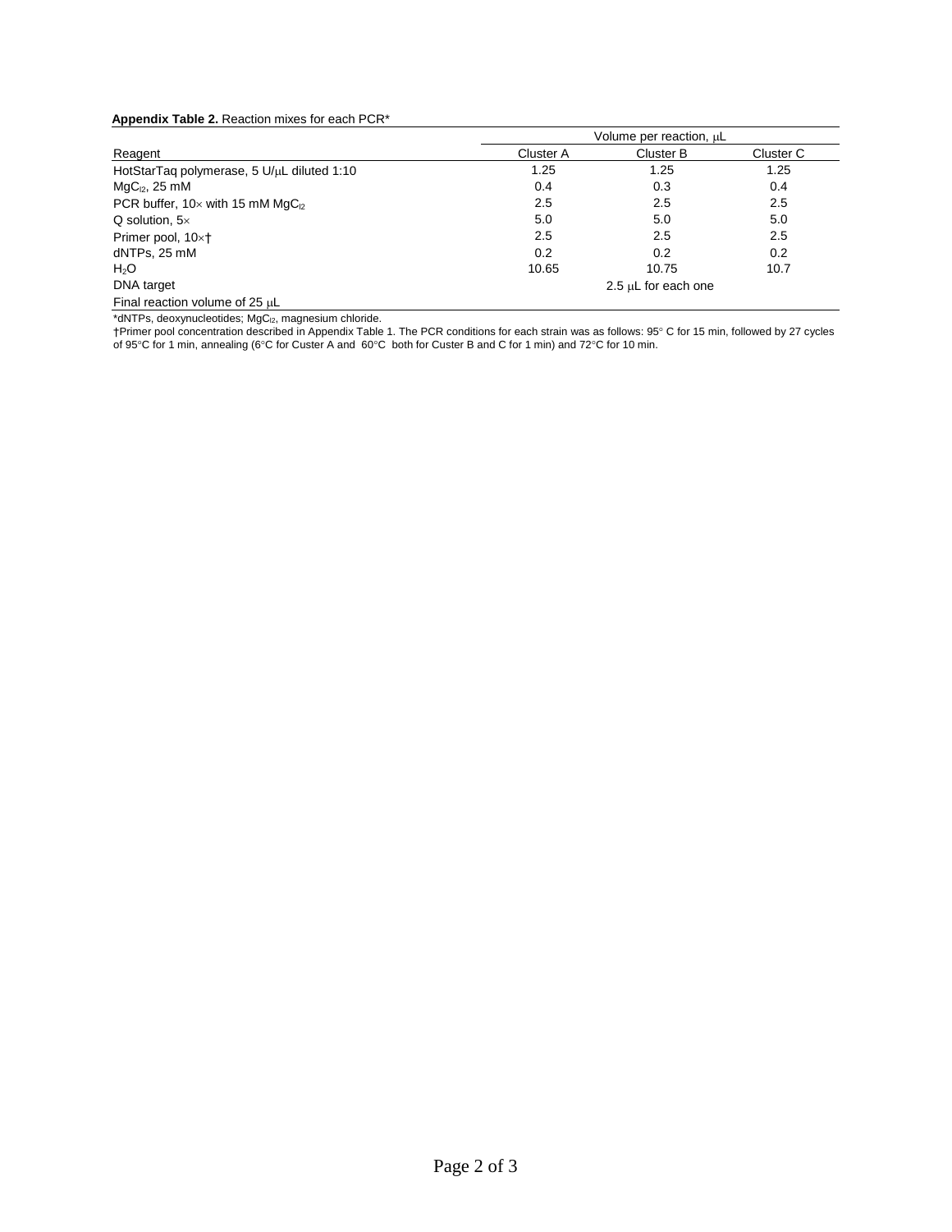**Appendix Table 2.** Reaction mixes for each PCR*

| Reagent | Volume per reaction, μL | | |
|---|---|---|---|
| | Cluster A | Cluster B | Cluster C |
| HotStarTaq polymerase, 5 U/μL diluted 1:10 | 1.25 | 1.25 | 1.25 |
| $MgC_{l2}$, 25 mM | 0.4 | 0.3 | 0.4 |
| PCR buffer, 10× with 15 mM $MgC_{l2}$ | 2.5 | 2.5 | 2.5 |
| Q solution, 5× | 5.0 | 5.0 | 5.0 |
| Primer pool, 10×† | 2.5 | 2.5 | 2.5 |
| dNTPs, 25 mM | 0.2 | 0.2 | 0.2 |
| $H_2O$ | 10.65 | 10.75 | 10.7 |
| DNA target | 2.5 μL for each one | | |
| Final reaction volume of 25 μL | | | |

*dNTPs, deoxynucleotides; $MgC_{l2}$, magnesium chloride.

†Primer pool concentration described in Appendix Table 1. The PCR conditions for each strain was as follows: 95° C for 15 min, followed by 27 cycles of 95°C for 1 min, annealing (6°C for Custer A and 60°C both for Custer B and C for 1 min) and 72°C for 10 min.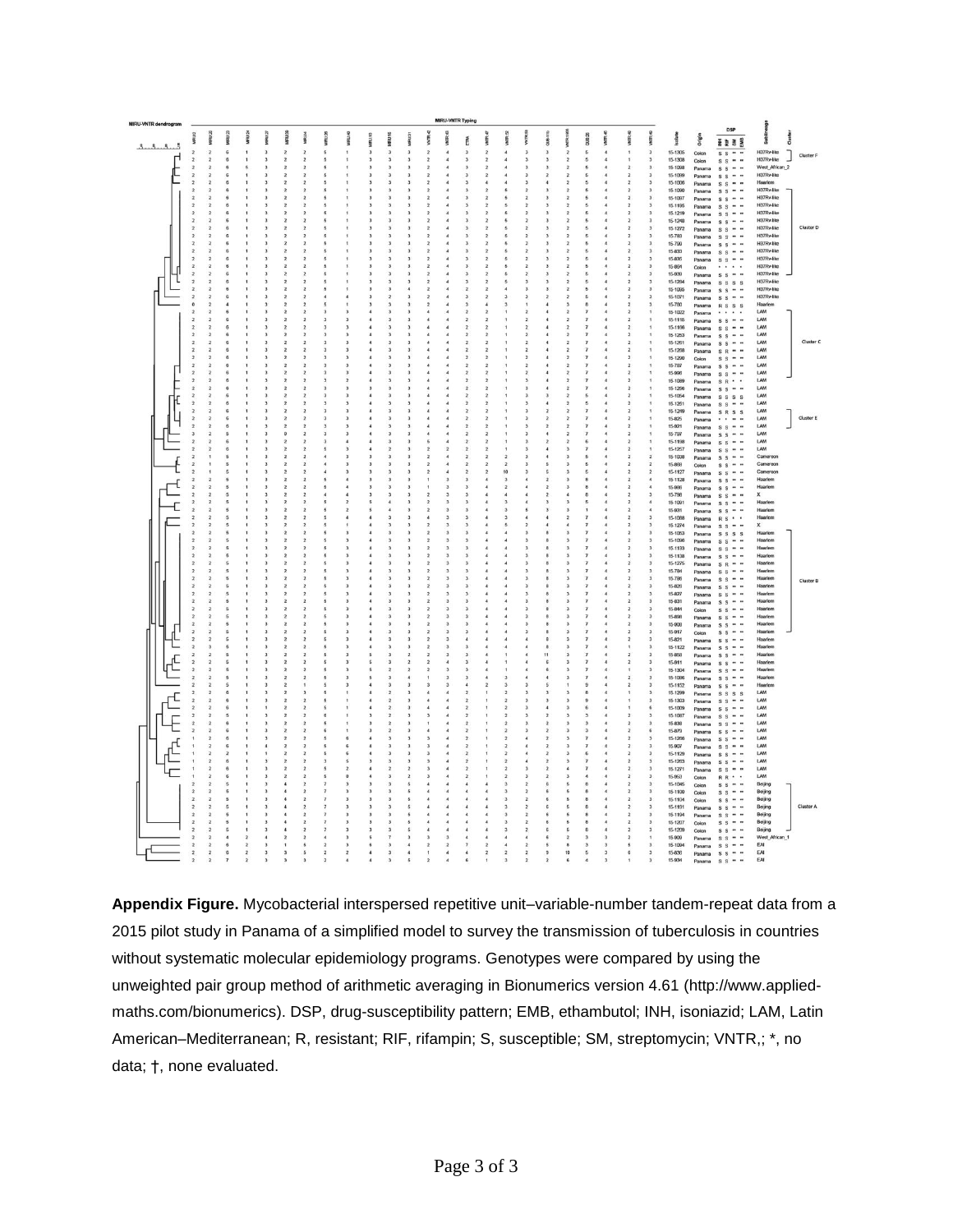**Appendix Figure.** Mycobacterial interspersed repetitive unit–variable-number tandem-repeat data from a 2015 pilot study in Panama of a simplified model to survey the transmission of tuberculosis in countries without systematic molecular epidemiology programs. Genotypes were compared by using the unweighted pair group method of arithmetic averaging in Bionumerics version 4.61 (http://www.applied-maths.com/bionumerics). DSP, drug-susceptibility pattern; EMB, ethambutol; INH, isoniazid; LAM, Latin American–Mediterranean; R, resistant; RIF, rifampin; S, susceptible; SM, streptomycin; VNTR,; *, no data; †, none evaluated.